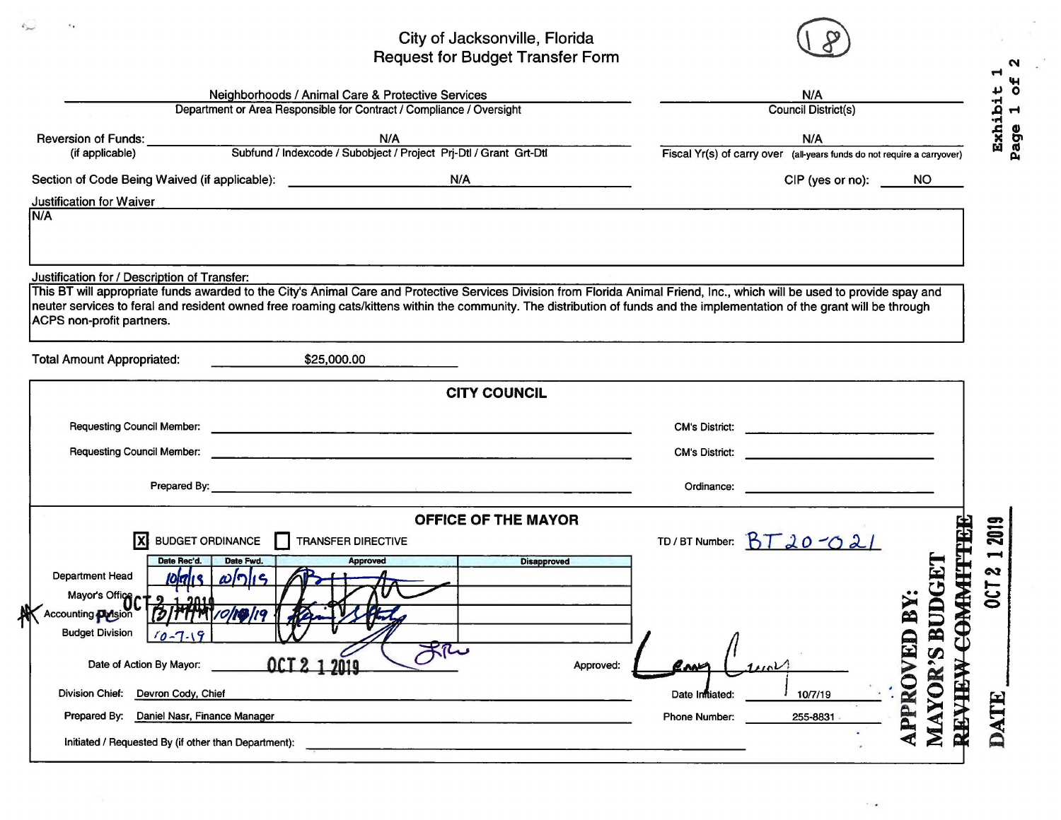# City of Jacksonville, Florida
## Request for Budget Transfer Form

(18)

Exhibit 1
Page 1 of 2

| Neighborhoods / Animal Care & Protective Services | N/A |
|---|---|
| Department or Area Responsible for Contract / Compliance / Oversight | Council District(s) |

Reversion of Funds: (if applicable) N/A
Subfund / Indexcode / Subobject / Project Prj-Dtl / Grant Grt-Dtl

Fiscal Yr(s) of carry over (all-years funds do not require a carryover): N/A

Section of Code Being Waived (if applicable): N/A

CIP (yes or no): NO

**Justification for Waiver**

N/A

**Justification for / Description of Transfer:**

This BT will appropriate funds awarded to the City's Animal Care and Protective Services Division from Florida Animal Friend, Inc., which will be used to provide spay and neuter services to feral and resident owned free roaming cats/kittens within the community. The distribution of funds and the implementation of the grant will be through ACPS non-profit partners.

Total Amount Appropriated: $25,000.00

## CITY COUNCIL

Requesting Council Member: ____________ CM's District: ____________

Requesting Council Member: ____________ CM's District: ____________

Prepared By: ____________ Ordinance: ____________

## OFFICE OF THE MAYOR

[X] BUDGET ORDINANCE [ ] TRANSFER DIRECTIVE

TD / BT Number: BT 20-021

| | Date Rec'd. | Date Fwd. | Approved | Disapproved |
|---|---|---|---|---|
| Department Head | 10/9/19 | 10/9/19 | [signature] | |
| Mayor's Office | OCT 2 1 2019 | | [signature] | |
| Accounting Division | 10/9/19 | 10/10/19 | [signature] | |
| Budget Division | 10-7-19 | | | |

Date of Action By Mayor: OCT 2 1 2019

Approved: [signature]

Division Chief: Devron Cody, Chief

Date Initiated: 10/7/19

Prepared By: Daniel Nasr, Finance Manager

Phone Number: 255-8831

Initiated / Requested By (if other than Department): ____________

APPROVED BY: MAYOR'S BUDGET REVIEW COMMITTEE

DATE OCT 2 1 2019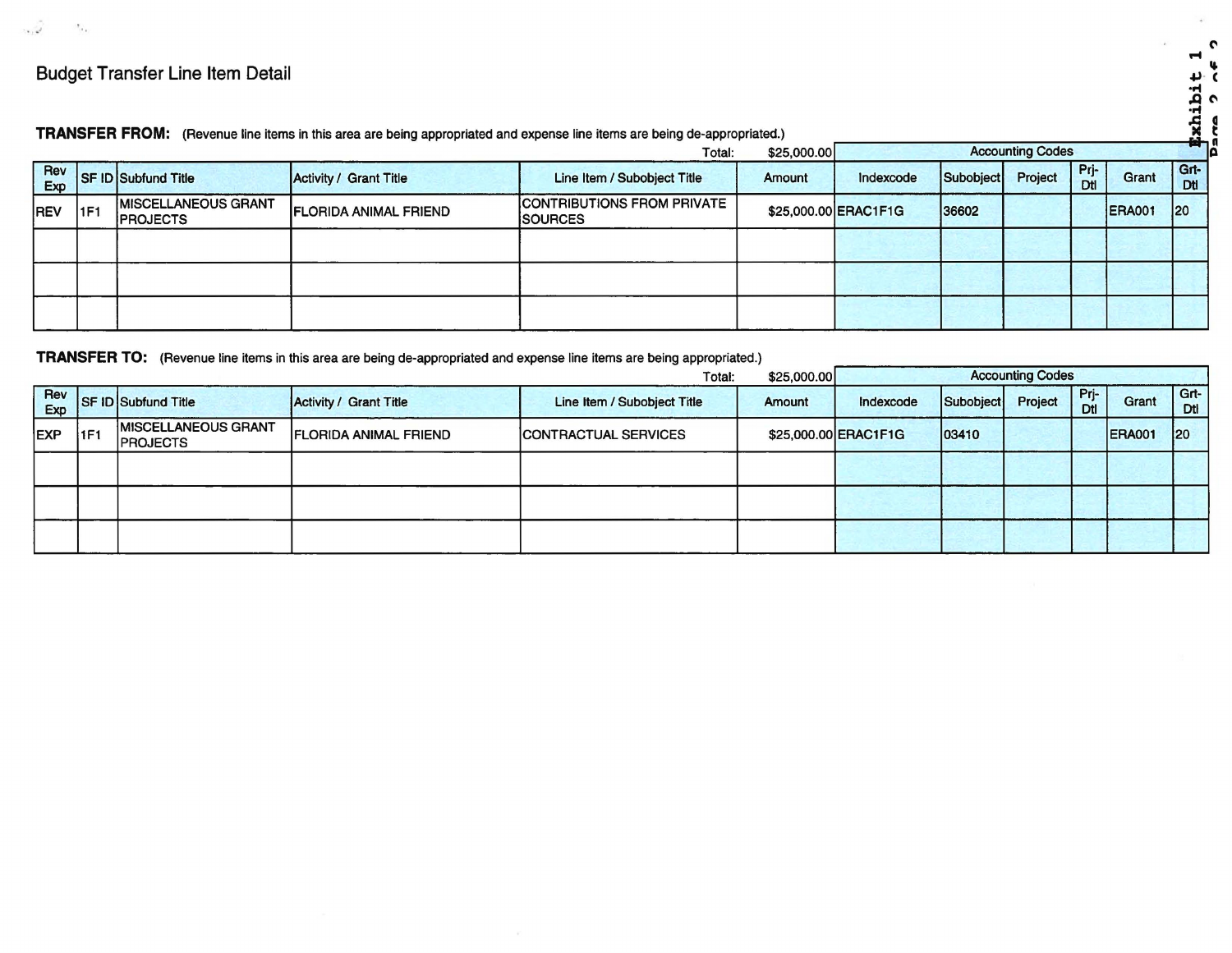# Budget Transfer Line Item Detail

**TRANSFER FROM:** (Revenue line items in this area are being appropriated and expense line items are being de-appropriated.)

Total: $25,000.00

| | | | | | | Accounting Codes | | | | | |
|---|---|---|---|---|---|---|---|---|---|---|---|
| Rev Exp | SF ID | Subfund Title | Activity / Grant Title | Line Item / Subobject Title | Amount | Indexcode | Subobject | Project | Prj-Dtl | Grant | Grt-Dtl |
| REV | 1F1 | MISCELLANEOUS GRANT PROJECTS | FLORIDA ANIMAL FRIEND | CONTRIBUTIONS FROM PRIVATE SOURCES | $25,000.00 | ERAC1F1G | 36602 | | | ERA001 | 20 |
| | | | | | | | | | | | |
| | | | | | | | | | | | |
| | | | | | | | | | | | |

**TRANSFER TO:** (Revenue line items in this area are being de-appropriated and expense line items are being appropriated.)

Total: $25,000.00

| | | | | | | Accounting Codes | | | | | |
|---|---|---|---|---|---|---|---|---|---|---|---|
| Rev Exp | SF ID | Subfund Title | Activity / Grant Title | Line Item / Subobject Title | Amount | Indexcode | Subobject | Project | Prj-Dtl | Grant | Grt-Dtl |
| EXP | 1F1 | MISCELLANEOUS GRANT PROJECTS | FLORIDA ANIMAL FRIEND | CONTRACTUAL SERVICES | $25,000.00 | ERAC1F1G | 03410 | | | ERA001 | 20 |
| | | | | | | | | | | | |
| | | | | | | | | | | | |
| | | | | | | | | | | | |